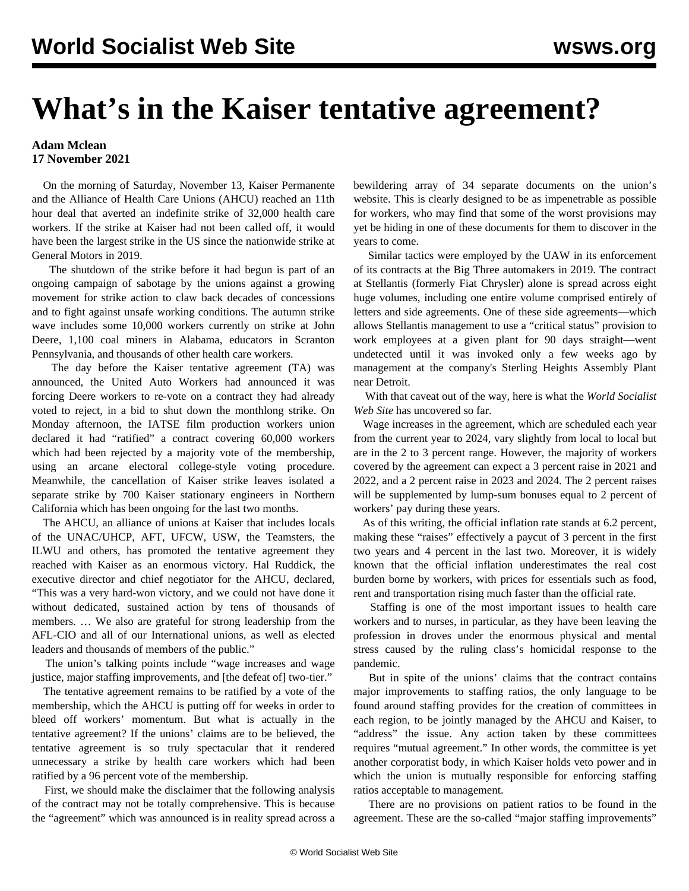# What's in the Kaiser tentative agreement?

**Adam Mclean**
**17 November 2021**

On the morning of Saturday, November 13, Kaiser Permanente and the Alliance of Health Care Unions (AHCU) reached an 11th hour deal that averted an indefinite strike of 32,000 health care workers. If the strike at Kaiser had not been called off, it would have been the largest strike in the US since the nationwide strike at General Motors in 2019.

The shutdown of the strike before it had begun is part of an ongoing campaign of sabotage by the unions against a growing movement for strike action to claw back decades of concessions and to fight against unsafe working conditions. The autumn strike wave includes some 10,000 workers currently on strike at John Deere, 1,100 coal miners in Alabama, educators in Scranton Pennsylvania, and thousands of other health care workers.

The day before the Kaiser tentative agreement (TA) was announced, the United Auto Workers had announced it was forcing Deere workers to re-vote on a contract they had already voted to reject, in a bid to shut down the monthlong strike. On Monday afternoon, the IATSE film production workers union declared it had "ratified" a contract covering 60,000 workers which had been rejected by a majority vote of the membership, using an arcane electoral college-style voting procedure. Meanwhile, the cancellation of Kaiser strike leaves isolated a separate strike by 700 Kaiser stationary engineers in Northern California which has been ongoing for the last two months.

The AHCU, an alliance of unions at Kaiser that includes locals of the UNAC/UHCP, AFT, UFCW, USW, the Teamsters, the ILWU and others, has promoted the tentative agreement they reached with Kaiser as an enormous victory. Hal Ruddick, the executive director and chief negotiator for the AHCU, declared, "This was a very hard-won victory, and we could not have done it without dedicated, sustained action by tens of thousands of members. … We also are grateful for strong leadership from the AFL-CIO and all of our International unions, as well as elected leaders and thousands of members of the public."

The union's talking points include "wage increases and wage justice, major staffing improvements, and [the defeat of] two-tier."

The tentative agreement remains to be ratified by a vote of the membership, which the AHCU is putting off for weeks in order to bleed off workers' momentum. But what is actually in the tentative agreement? If the unions' claims are to be believed, the tentative agreement is so truly spectacular that it rendered unnecessary a strike by health care workers which had been ratified by a 96 percent vote of the membership.

First, we should make the disclaimer that the following analysis of the contract may not be totally comprehensive. This is because the "agreement" which was announced is in reality spread across a bewildering array of 34 separate documents on the union's website. This is clearly designed to be as impenetrable as possible for workers, who may find that some of the worst provisions may yet be hiding in one of these documents for them to discover in the years to come.

Similar tactics were employed by the UAW in its enforcement of its contracts at the Big Three automakers in 2019. The contract at Stellantis (formerly Fiat Chrysler) alone is spread across eight huge volumes, including one entire volume comprised entirely of letters and side agreements. One of these side agreements—which allows Stellantis management to use a "critical status" provision to work employees at a given plant for 90 days straight—went undetected until it was invoked only a few weeks ago by management at the company's Sterling Heights Assembly Plant near Detroit.

With that caveat out of the way, here is what the *World Socialist Web Site* has uncovered so far.

Wage increases in the agreement, which are scheduled each year from the current year to 2024, vary slightly from local to local but are in the 2 to 3 percent range. However, the majority of workers covered by the agreement can expect a 3 percent raise in 2021 and 2022, and a 2 percent raise in 2023 and 2024. The 2 percent raises will be supplemented by lump-sum bonuses equal to 2 percent of workers' pay during these years.

As of this writing, the official inflation rate stands at 6.2 percent, making these "raises" effectively a paycut of 3 percent in the first two years and 4 percent in the last two. Moreover, it is widely known that the official inflation underestimates the real cost burden borne by workers, with prices for essentials such as food, rent and transportation rising much faster than the official rate.

Staffing is one of the most important issues to health care workers and to nurses, in particular, as they have been leaving the profession in droves under the enormous physical and mental stress caused by the ruling class's homicidal response to the pandemic.

But in spite of the unions' claims that the contract contains major improvements to staffing ratios, the only language to be found around staffing provides for the creation of committees in each region, to be jointly managed by the AHCU and Kaiser, to "address" the issue. Any action taken by these committees requires "mutual agreement." In other words, the committee is yet another corporatist body, in which Kaiser holds veto power and in which the union is mutually responsible for enforcing staffing ratios acceptable to management.

There are no provisions on patient ratios to be found in the agreement. These are the so-called "major staffing improvements"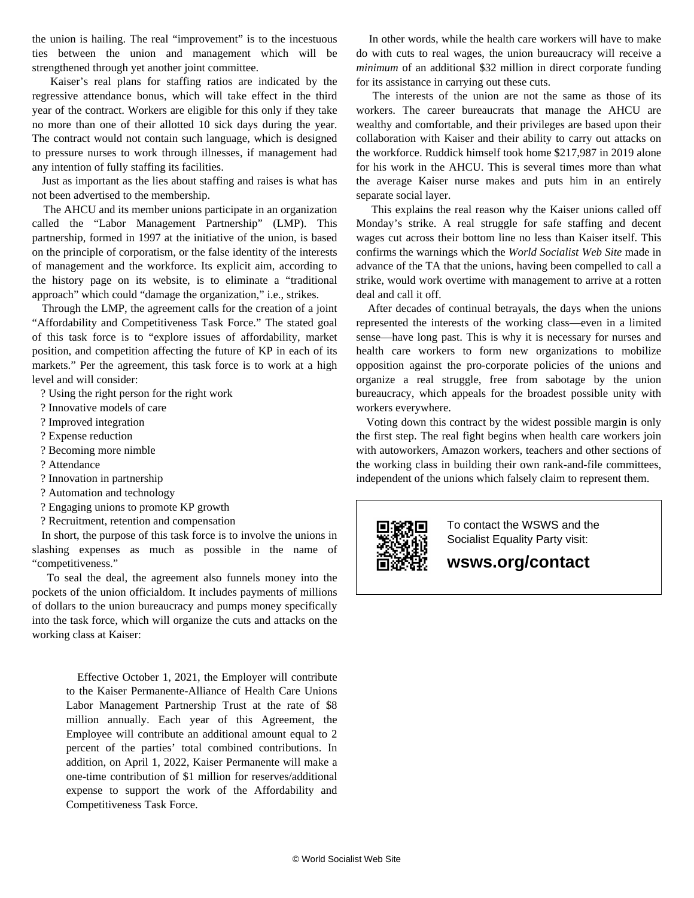the union is hailing. The real "improvement" is to the incestuous ties between the union and management which will be strengthened through yet another joint committee.

Kaiser's real plans for staffing ratios are indicated by the regressive attendance bonus, which will take effect in the third year of the contract. Workers are eligible for this only if they take no more than one of their allotted 10 sick days during the year. The contract would not contain such language, which is designed to pressure nurses to work through illnesses, if management had any intention of fully staffing its facilities.

Just as important as the lies about staffing and raises is what has not been advertised to the membership.

The AHCU and its member unions participate in an organization called the "Labor Management Partnership" (LMP). This partnership, formed in 1997 at the initiative of the union, is based on the principle of corporatism, or the false identity of the interests of management and the workforce. Its explicit aim, according to the history page on its website, is to eliminate a "traditional approach" which could "damage the organization," i.e., strikes.

Through the LMP, the agreement calls for the creation of a joint "Affordability and Competitiveness Task Force." The stated goal of this task force is to "explore issues of affordability, market position, and competition affecting the future of KP in each of its markets." Per the agreement, this task force is to work at a high level and will consider:

? Using the right person for the right work
? Innovative models of care
? Improved integration
? Expense reduction
? Becoming more nimble
? Attendance
? Innovation in partnership
? Automation and technology
? Engaging unions to promote KP growth
? Recruitment, retention and compensation

In short, the purpose of this task force is to involve the unions in slashing expenses as much as possible in the name of "competitiveness."

To seal the deal, the agreement also funnels money into the pockets of the union officialdom. It includes payments of millions of dollars to the union bureaucracy and pumps money specifically into the task force, which will organize the cuts and attacks on the working class at Kaiser:

> Effective October 1, 2021, the Employer will contribute to the Kaiser Permanente-Alliance of Health Care Unions Labor Management Partnership Trust at the rate of $8 million annually. Each year of this Agreement, the Employee will contribute an additional amount equal to 2 percent of the parties' total combined contributions. In addition, on April 1, 2022, Kaiser Permanente will make a one-time contribution of $1 million for reserves/additional expense to support the work of the Affordability and Competitiveness Task Force.

In other words, while the health care workers will have to make do with cuts to real wages, the union bureaucracy will receive a *minimum* of an additional $32 million in direct corporate funding for its assistance in carrying out these cuts.

The interests of the union are not the same as those of its workers. The career bureaucrats that manage the AHCU are wealthy and comfortable, and their privileges are based upon their collaboration with Kaiser and their ability to carry out attacks on the workforce. Ruddick himself took home $217,987 in 2019 alone for his work in the AHCU. This is several times more than what the average Kaiser nurse makes and puts him in an entirely separate social layer.

This explains the real reason why the Kaiser unions called off Monday's strike. A real struggle for safe staffing and decent wages cut across their bottom line no less than Kaiser itself. This confirms the warnings which the *World Socialist Web Site* made in advance of the TA that the unions, having been compelled to call a strike, would work overtime with management to arrive at a rotten deal and call it off.

After decades of continual betrayals, the days when the unions represented the interests of the working class—even in a limited sense—have long past. This is why it is necessary for nurses and health care workers to form new organizations to mobilize opposition against the pro-corporate policies of the unions and organize a real struggle, free from sabotage by the union bureaucracy, which appeals for the broadest possible unity with workers everywhere.

Voting down this contract by the widest possible margin is only the first step. The real fight begins when health care workers join with autoworkers, Amazon workers, teachers and other sections of the working class in building their own rank-and-file committees, independent of the unions which falsely claim to represent them.

To contact the WSWS and the Socialist Equality Party visit:

**wsws.org/contact**